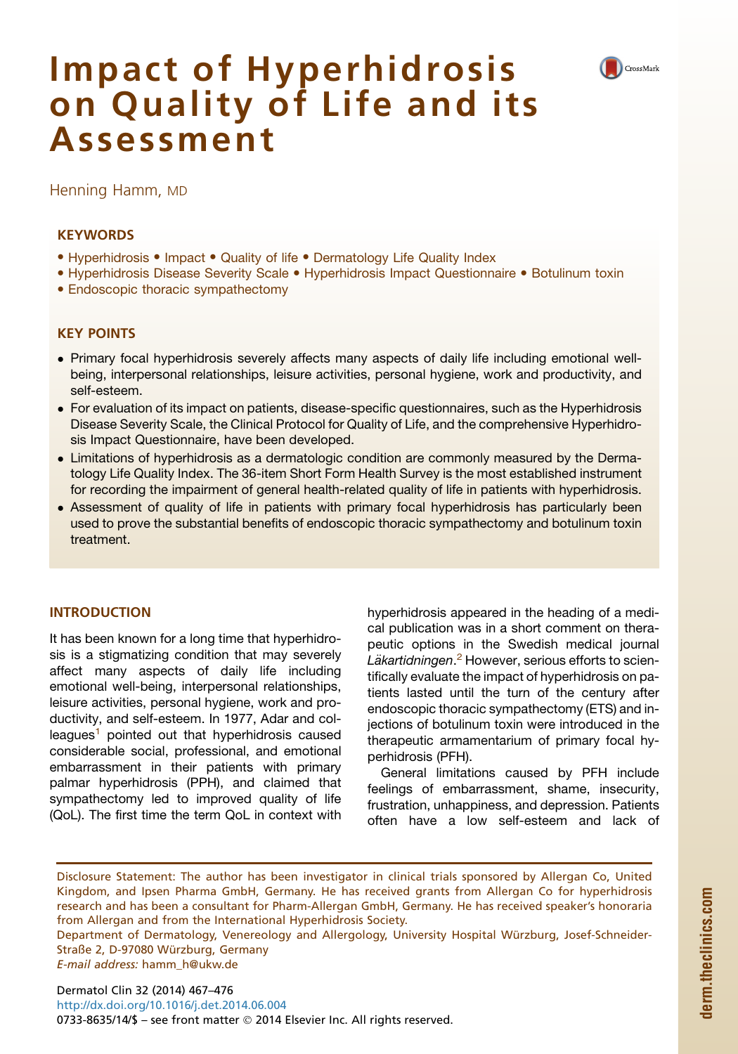# Impact of Hyperhidrosis on Quality of Life and its Assessment

Henning Hamm, MD

## KEYWORDS

- Hyperhidrosis • Impact • Quality of life • Dermatology Life Quality Index
- Hyperhidrosis Disease Severity Scale • Hyperhidrosis Impact Questionnaire • Botulinum toxin
- Endoscopic thoracic sympathectomy

## KEY POINTS

- Primary focal hyperhidrosis severely affects many aspects of daily life including emotional well-being, interpersonal relationships, leisure activities, personal hygiene, work and productivity, and self-esteem.
- For evaluation of its impact on patients, disease-specific questionnaires, such as the Hyperhidrosis Disease Severity Scale, the Clinical Protocol for Quality of Life, and the comprehensive Hyperhidrosis Impact Questionnaire, have been developed.
- Limitations of hyperhidrosis as a dermatologic condition are commonly measured by the Dermatology Life Quality Index. The 36-item Short Form Health Survey is the most established instrument for recording the impairment of general health-related quality of life in patients with hyperhidrosis.
- Assessment of quality of life in patients with primary focal hyperhidrosis has particularly been used to prove the substantial benefits of endoscopic thoracic sympathectomy and botulinum toxin treatment.

## INTRODUCTION

It has been known for a long time that hyperhidrosis is a stigmatizing condition that may severely affect many aspects of daily life including emotional well-being, interpersonal relationships, leisure activities, personal hygiene, work and productivity, and self-esteem. In 1977, Adar and colleagues[1] pointed out that hyperhidrosis caused considerable social, professional, and emotional embarrassment in their patients with primary palmar hyperhidrosis (PPH), and claimed that sympathectomy led to improved quality of life (QoL). The first time the term QoL in context with hyperhidrosis appeared in the heading of a medical publication was in a short comment on therapeutic options in the Swedish medical journal *Läkartidningen*.[2] However, serious efforts to scientifically evaluate the impact of hyperhidrosis on patients lasted until the turn of the century after endoscopic thoracic sympathectomy (ETS) and injections of botulinum toxin were introduced in the therapeutic armamentarium of primary focal hyperhidrosis (PFH).

General limitations caused by PFH include feelings of embarrassment, shame, insecurity, frustration, unhappiness, and depression. Patients often have a low self-esteem and lack of

Disclosure Statement: The author has been investigator in clinical trials sponsored by Allergan Co, United Kingdom, and Ipsen Pharma GmbH, Germany. He has received grants from Allergan Co for hyperhidrosis research and has been a consultant for Pharm-Allergan GmbH, Germany. He has received speaker's honoraria from Allergan and from the International Hyperhidrosis Society.

Department of Dermatology, Venereology and Allergology, University Hospital Würzburg, Josef-Schneider-Straße 2, D-97080 Würzburg, Germany

*E-mail address:* hamm_h@ukw.de

http://dx.doi.org/10.1016/j.det.2014.06.004

0733-8635/14/$ – see front matter © 2014 Elsevier Inc. All rights reserved.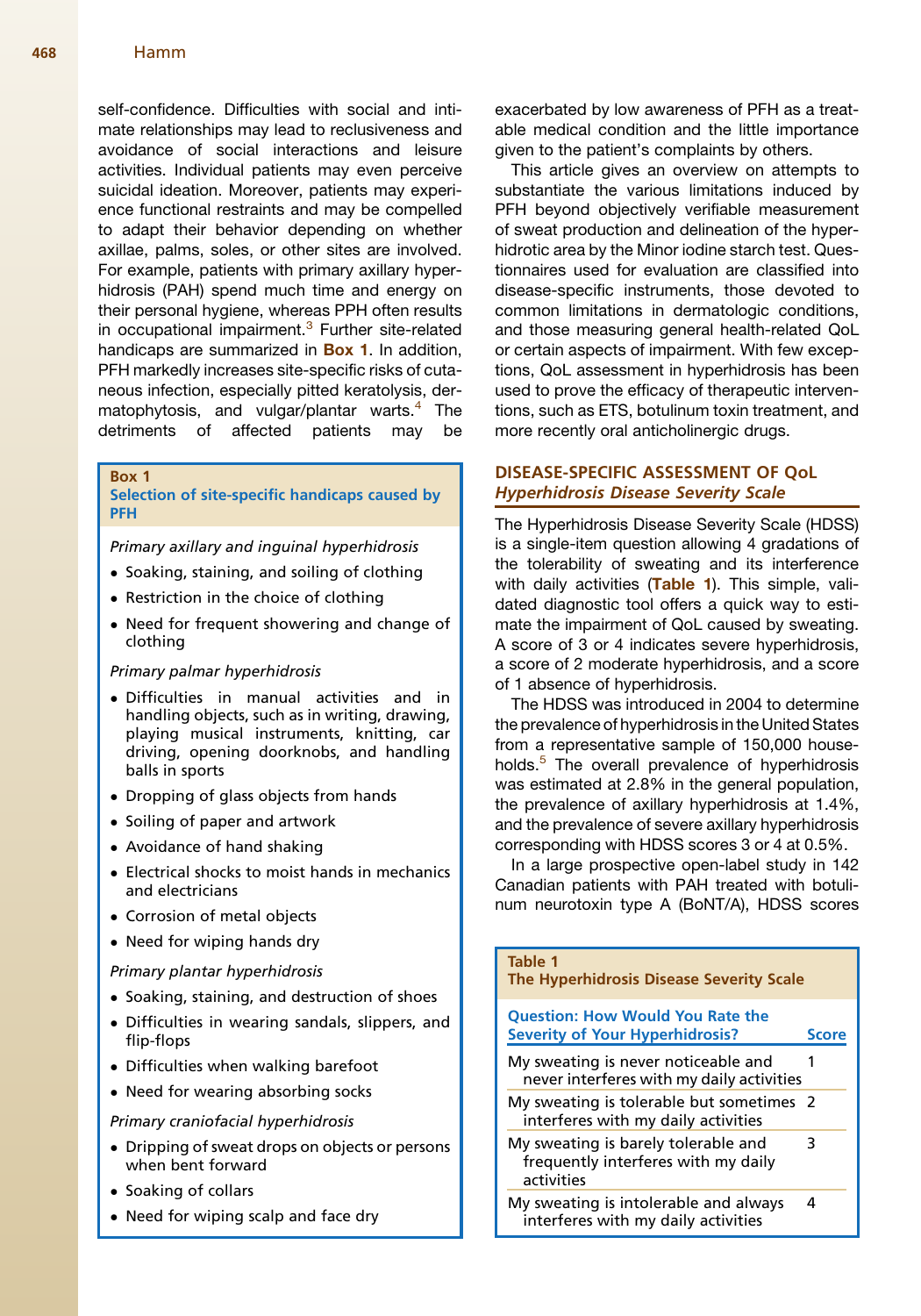self-confidence. Difficulties with social and intimate relationships may lead to reclusiveness and avoidance of social interactions and leisure activities. Individual patients may even perceive suicidal ideation. Moreover, patients may experience functional restraints and may be compelled to adapt their behavior depending on whether axillae, palms, soles, or other sites are involved. For example, patients with primary axillary hyperhidrosis (PAH) spend much time and energy on their personal hygiene, whereas PPH often results in occupational impairment.[3] Further site-related handicaps are summarized in **Box 1**. In addition, PFH markedly increases site-specific risks of cutaneous infection, especially pitted keratolysis, dermatophytosis, and vulgar/plantar warts.[4] The detriments of affected patients may be exacerbated by low awareness of PFH as a treatable medical condition and the little importance given to the patient's complaints by others.

> **Box 1**
> **Selection of site-specific handicaps caused by PFH**
>
> *Primary axillary and inguinal hyperhidrosis*
>
> - Soaking, staining, and soiling of clothing
> - Restriction in the choice of clothing
> - Need for frequent showering and change of clothing
>
> *Primary palmar hyperhidrosis*
>
> - Difficulties in manual activities and in handling objects, such as in writing, drawing, playing musical instruments, knitting, car driving, opening doorknobs, and handling balls in sports
> - Dropping of glass objects from hands
> - Soiling of paper and artwork
> - Avoidance of hand shaking
> - Electrical shocks to moist hands in mechanics and electricians
> - Corrosion of metal objects
> - Need for wiping hands dry
>
> *Primary plantar hyperhidrosis*
>
> - Soaking, staining, and destruction of shoes
> - Difficulties in wearing sandals, slippers, and flip-flops
> - Difficulties when walking barefoot
> - Need for wearing absorbing socks
>
> *Primary craniofacial hyperhidrosis*
>
> - Dripping of sweat drops on objects or persons when bent forward
> - Soaking of collars
> - Need for wiping scalp and face dry

This article gives an overview on attempts to substantiate the various limitations induced by PFH beyond objectively verifiable measurement of sweat production and delineation of the hyperhidrotic area by the Minor iodine starch test. Questionnaires used for evaluation are classified into disease-specific instruments, those devoted to common limitations in dermatologic conditions, and those measuring general health-related QoL or certain aspects of impairment. With few exceptions, QoL assessment in hyperhidrosis has been used to prove the efficacy of therapeutic interventions, such as ETS, botulinum toxin treatment, and more recently oral anticholinergic drugs.

## DISEASE-SPECIFIC ASSESSMENT OF QoL

### *Hyperhidrosis Disease Severity Scale*

The Hyperhidrosis Disease Severity Scale (HDSS) is a single-item question allowing 4 gradations of the tolerability of sweating and its interference with daily activities (**Table 1**). This simple, validated diagnostic tool offers a quick way to estimate the impairment of QoL caused by sweating. A score of 3 or 4 indicates severe hyperhidrosis, a score of 2 moderate hyperhidrosis, and a score of 1 absence of hyperhidrosis.

The HDSS was introduced in 2004 to determine the prevalence of hyperhidrosis in the United States from a representative sample of 150,000 households.[5] The overall prevalence of hyperhidrosis was estimated at 2.8% in the general population, the prevalence of axillary hyperhidrosis at 1.4%, and the prevalence of severe axillary hyperhidrosis corresponding with HDSS scores 3 or 4 at 0.5%.

In a large prospective open-label study in 142 Canadian patients with PAH treated with botulinum neurotoxin type A (BoNT/A), HDSS scores

**Table 1**
**The Hyperhidrosis Disease Severity Scale**

| Question: How Would You Rate the Severity of Your Hyperhidrosis? | Score |
| --- | --- |
| My sweating is never noticeable and never interferes with my daily activities | 1 |
| My sweating is tolerable but sometimes interferes with my daily activities | 2 |
| My sweating is barely tolerable and frequently interferes with my daily activities | 3 |
| My sweating is intolerable and always interferes with my daily activities | 4 |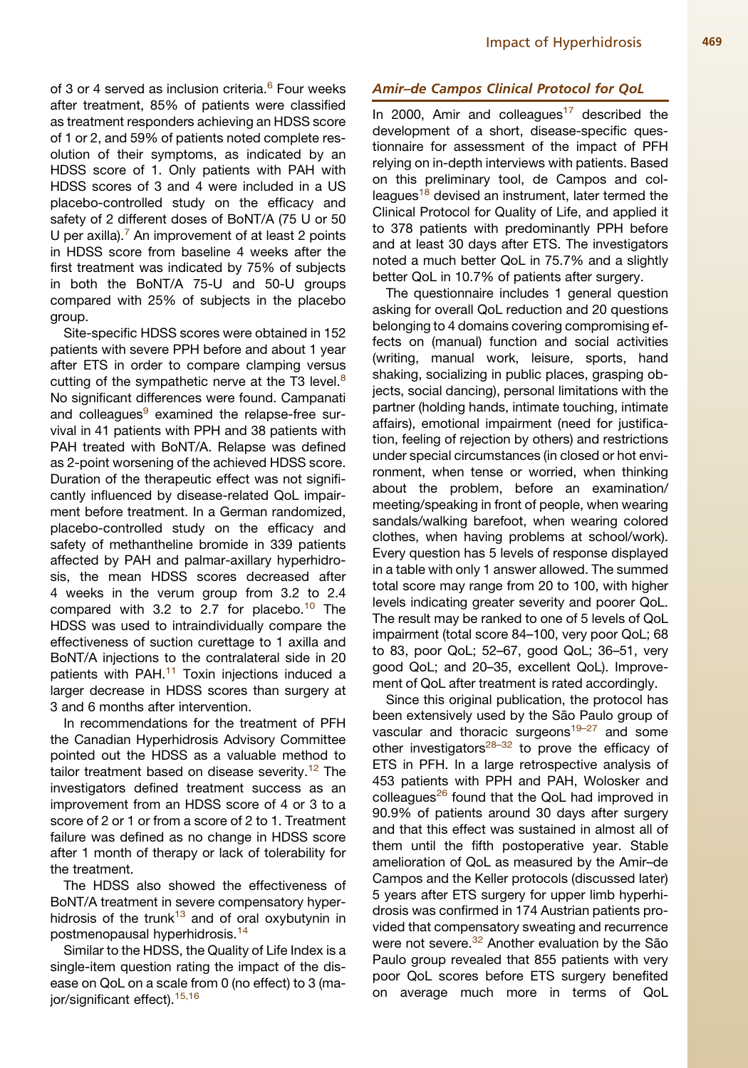of 3 or 4 served as inclusion criteria.[6] Four weeks after treatment, 85% of patients were classified as treatment responders achieving an HDSS score of 1 or 2, and 59% of patients noted complete resolution of their symptoms, as indicated by an HDSS score of 1. Only patients with PAH with HDSS scores of 3 and 4 were included in a US placebo-controlled study on the efficacy and safety of 2 different doses of BoNT/A (75 U or 50 U per axilla).[7] An improvement of at least 2 points in HDSS score from baseline 4 weeks after the first treatment was indicated by 75% of subjects in both the BoNT/A 75-U and 50-U groups compared with 25% of subjects in the placebo group.

Site-specific HDSS scores were obtained in 152 patients with severe PPH before and about 1 year after ETS in order to compare clamping versus cutting of the sympathetic nerve at the T3 level.[8] No significant differences were found. Campanati and colleagues[9] examined the relapse-free survival in 41 patients with PPH and 38 patients with PAH treated with BoNT/A. Relapse was defined as 2-point worsening of the achieved HDSS score. Duration of the therapeutic effect was not significantly influenced by disease-related QoL impairment before treatment. In a German randomized, placebo-controlled study on the efficacy and safety of methantheline bromide in 339 patients affected by PAH and palmar-axillary hyperhidrosis, the mean HDSS scores decreased after 4 weeks in the verum group from 3.2 to 2.4 compared with 3.2 to 2.7 for placebo.[10] The HDSS was used to intraindividually compare the effectiveness of suction curettage to 1 axilla and BoNT/A injections to the contralateral side in 20 patients with PAH.[11] Toxin injections induced a larger decrease in HDSS scores than surgery at 3 and 6 months after intervention.

In recommendations for the treatment of PFH the Canadian Hyperhidrosis Advisory Committee pointed out the HDSS as a valuable method to tailor treatment based on disease severity.[12] The investigators defined treatment success as an improvement from an HDSS score of 4 or 3 to a score of 2 or 1 or from a score of 2 to 1. Treatment failure was defined as no change in HDSS score after 1 month of therapy or lack of tolerability for the treatment.

The HDSS also showed the effectiveness of BoNT/A treatment in severe compensatory hyperhidrosis of the trunk[13] and of oral oxybutynin in postmenopausal hyperhidrosis.[14]

Similar to the HDSS, the Quality of Life Index is a single-item question rating the impact of the disease on QoL on a scale from 0 (no effect) to 3 (major/significant effect).[15,16]

### *Amir–de Campos Clinical Protocol for QoL*

In 2000, Amir and colleagues[17] described the development of a short, disease-specific questionnaire for assessment of the impact of PFH relying on in-depth interviews with patients. Based on this preliminary tool, de Campos and colleagues[18] devised an instrument, later termed the Clinical Protocol for Quality of Life, and applied it to 378 patients with predominantly PPH before and at least 30 days after ETS. The investigators noted a much better QoL in 75.7% and a slightly better QoL in 10.7% of patients after surgery.

The questionnaire includes 1 general question asking for overall QoL reduction and 20 questions belonging to 4 domains covering compromising effects on (manual) function and social activities (writing, manual work, leisure, sports, hand shaking, socializing in public places, grasping objects, social dancing), personal limitations with the partner (holding hands, intimate touching, intimate affairs), emotional impairment (need for justification, feeling of rejection by others) and restrictions under special circumstances (in closed or hot environment, when tense or worried, when thinking about the problem, before an examination/meeting/speaking in front of people, when wearing sandals/walking barefoot, when wearing colored clothes, when having problems at school/work). Every question has 5 levels of response displayed in a table with only 1 answer allowed. The summed total score may range from 20 to 100, with higher levels indicating greater severity and poorer QoL. The result may be ranked to one of 5 levels of QoL impairment (total score 84–100, very poor QoL; 68 to 83, poor QoL; 52–67, good QoL; 36–51, very good QoL; and 20–35, excellent QoL). Improvement of QoL after treatment is rated accordingly.

Since this original publication, the protocol has been extensively used by the São Paulo group of vascular and thoracic surgeons[19–27] and some other investigators[28–32] to prove the efficacy of ETS in PFH. In a large retrospective analysis of 453 patients with PPH and PAH, Wolosker and colleagues[26] found that the QoL had improved in 90.9% of patients around 30 days after surgery and that this effect was sustained in almost all of them until the fifth postoperative year. Stable amelioration of QoL as measured by the Amir–de Campos and the Keller protocols (discussed later) 5 years after ETS surgery for upper limb hyperhidrosis was confirmed in 174 Austrian patients provided that compensatory sweating and recurrence were not severe.[32] Another evaluation by the São Paulo group revealed that 855 patients with very poor QoL scores before ETS surgery benefited on average much more in terms of QoL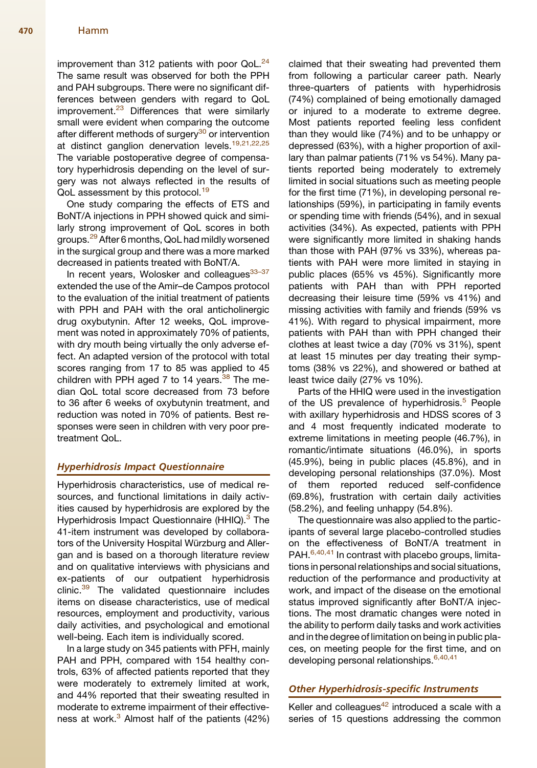improvement than 312 patients with poor QoL.[24] The same result was observed for both the PPH and PAH subgroups. There were no significant differences between genders with regard to QoL improvement.[23] Differences that were similarly small were evident when comparing the outcome after different methods of surgery[30] or intervention at distinct ganglion denervation levels.[19,21,22,25] The variable postoperative degree of compensatory hyperhidrosis depending on the level of surgery was not always reflected in the results of QoL assessment by this protocol.[19]

One study comparing the effects of ETS and BoNT/A injections in PPH showed quick and similarly strong improvement of QoL scores in both groups.[29] After 6 months, QoL had mildly worsened in the surgical group and there was a more marked decreased in patients treated with BoNT/A.

In recent years, Wolosker and colleagues[33–37] extended the use of the Amir–de Campos protocol to the evaluation of the initial treatment of patients with PPH and PAH with the oral anticholinergic drug oxybutynin. After 12 weeks, QoL improvement was noted in approximately 70% of patients, with dry mouth being virtually the only adverse effect. An adapted version of the protocol with total scores ranging from 17 to 85 was applied to 45 children with PPH aged 7 to 14 years.[38] The median QoL total score decreased from 73 before to 36 after 6 weeks of oxybutynin treatment, and reduction was noted in 70% of patients. Best responses were seen in children with very poor pretreatment QoL.

### *Hyperhidrosis Impact Questionnaire*

Hyperhidrosis characteristics, use of medical resources, and functional limitations in daily activities caused by hyperhidrosis are explored by the Hyperhidrosis Impact Questionnaire (HHIQ).[3] The 41-item instrument was developed by collaborators of the University Hospital Würzburg and Allergan and is based on a thorough literature review and on qualitative interviews with physicians and ex-patients of our outpatient hyperhidrosis clinic.[39] The validated questionnaire includes items on disease characteristics, use of medical resources, employment and productivity, various daily activities, and psychological and emotional well-being. Each item is individually scored.

In a large study on 345 patients with PFH, mainly PAH and PPH, compared with 154 healthy controls, 63% of affected patients reported that they were moderately to extremely limited at work, and 44% reported that their sweating resulted in moderate to extreme impairment of their effectiveness at work.[3] Almost half of the patients (42%) claimed that their sweating had prevented them from following a particular career path. Nearly three-quarters of patients with hyperhidrosis (74%) complained of being emotionally damaged or injured to a moderate to extreme degree. Most patients reported feeling less confident than they would like (74%) and to be unhappy or depressed (63%), with a higher proportion of axillary than palmar patients (71% vs 54%). Many patients reported being moderately to extremely limited in social situations such as meeting people for the first time (71%), in developing personal relationships (59%), in participating in family events or spending time with friends (54%), and in sexual activities (34%). As expected, patients with PPH were significantly more limited in shaking hands than those with PAH (97% vs 33%), whereas patients with PAH were more limited in staying in public places (65% vs 45%). Significantly more patients with PAH than with PPH reported decreasing their leisure time (59% vs 41%) and missing activities with family and friends (59% vs 41%). With regard to physical impairment, more patients with PPH than with PAH changed their clothes at least twice a day (70% vs 31%), spent at least 15 minutes per day treating their symptoms (38% vs 22%), and showered or bathed at least twice daily (27% vs 10%).

Parts of the HHIQ were used in the investigation of the US prevalence of hyperhidrosis.[5] People with axillary hyperhidrosis and HDSS scores of 3 and 4 most frequently indicated moderate to extreme limitations in meeting people (46.7%), in romantic/intimate situations (46.0%), in sports (45.9%), being in public places (45.8%), and in developing personal relationships (37.0%). Most of them reported reduced self-confidence (69.8%), frustration with certain daily activities (58.2%), and feeling unhappy (54.8%).

The questionnaire was also applied to the participants of several large placebo-controlled studies on the effectiveness of BoNT/A treatment in PAH.[6,40,41] In contrast with placebo groups, limitations in personal relationships and social situations, reduction of the performance and productivity at work, and impact of the disease on the emotional status improved significantly after BoNT/A injections. The most dramatic changes were noted in the ability to perform daily tasks and work activities and in the degree of limitation on being in public places, on meeting people for the first time, and on developing personal relationships.[6,40,41]

### *Other Hyperhidrosis-specific Instruments*

Keller and colleagues[42] introduced a scale with a series of 15 questions addressing the common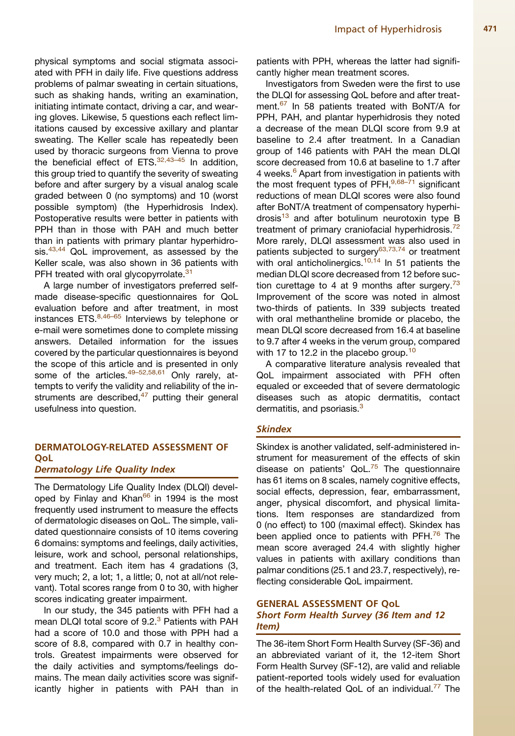physical symptoms and social stigmata associated with PFH in daily life. Five questions address problems of palmar sweating in certain situations, such as shaking hands, writing an examination, initiating intimate contact, driving a car, and wearing gloves. Likewise, 5 questions each reflect limitations caused by excessive axillary and plantar sweating. The Keller scale has repeatedly been used by thoracic surgeons from Vienna to prove the beneficial effect of ETS.[32,43–45] In addition, this group tried to quantify the severity of sweating before and after surgery by a visual analog scale graded between 0 (no symptoms) and 10 (worst possible symptom) (the Hyperhidrosis Index). Postoperative results were better in patients with PPH than in those with PAH and much better than in patients with primary plantar hyperhidrosis.[43,44] QoL improvement, as assessed by the Keller scale, was also shown in 36 patients with PFH treated with oral glycopyrrolate.[31]

A large number of investigators preferred self-made disease-specific questionnaires for QoL evaluation before and after treatment, in most instances ETS.[8,46–65] Interviews by telephone or e-mail were sometimes done to complete missing answers. Detailed information for the issues covered by the particular questionnaires is beyond the scope of this article and is presented in only some of the articles.[49–52,58,61] Only rarely, attempts to verify the validity and reliability of the instruments are described,[47] putting their general usefulness into question.

## DERMATOLOGY-RELATED ASSESSMENT OF QoL

### *Dermatology Life Quality Index*

The Dermatology Life Quality Index (DLQI) developed by Finlay and Khan[66] in 1994 is the most frequently used instrument to measure the effects of dermatologic diseases on QoL. The simple, validated questionnaire consists of 10 items covering 6 domains: symptoms and feelings, daily activities, leisure, work and school, personal relationships, and treatment. Each item has 4 gradations (3, very much; 2, a lot; 1, a little; 0, not at all/not relevant). Total scores range from 0 to 30, with higher scores indicating greater impairment.

In our study, the 345 patients with PFH had a mean DLQI total score of 9.2.[3] Patients with PAH had a score of 10.0 and those with PPH had a score of 8.8, compared with 0.7 in healthy controls. Greatest impairments were observed for the daily activities and symptoms/feelings domains. The mean daily activities score was significantly higher in patients with PAH than in patients with PPH, whereas the latter had significantly higher mean treatment scores.

Investigators from Sweden were the first to use the DLQI for assessing QoL before and after treatment.[67] In 58 patients treated with BoNT/A for PPH, PAH, and plantar hyperhidrosis they noted a decrease of the mean DLQI score from 9.9 at baseline to 2.4 after treatment. In a Canadian group of 146 patients with PAH the mean DLQI score decreased from 10.6 at baseline to 1.7 after 4 weeks.[6] Apart from investigation in patients with the most frequent types of PFH,[9,68–71] significant reductions of mean DLQI scores were also found after BoNT/A treatment of compensatory hyperhidrosis[13] and after botulinum neurotoxin type B treatment of primary craniofacial hyperhidrosis.[72] More rarely, DLQI assessment was also used in patients subjected to surgery[63,73,74] or treatment with oral anticholinergics.[10,14] In 51 patients the median DLQI score decreased from 12 before suction curettage to 4 at 9 months after surgery.[73] Improvement of the score was noted in almost two-thirds of patients. In 339 subjects treated with oral methantheline bromide or placebo, the mean DLQI score decreased from 16.4 at baseline to 9.7 after 4 weeks in the verum group, compared with 17 to 12.2 in the placebo group.[10]

A comparative literature analysis revealed that QoL impairment associated with PFH often equaled or exceeded that of severe dermatologic diseases such as atopic dermatitis, contact dermatitis, and psoriasis.[3]

### *Skindex*

Skindex is another validated, self-administered instrument for measurement of the effects of skin disease on patients' QoL.[75] The questionnaire has 61 items on 8 scales, namely cognitive effects, social effects, depression, fear, embarrassment, anger, physical discomfort, and physical limitations. Item responses are standardized from 0 (no effect) to 100 (maximal effect). Skindex has been applied once to patients with PFH.[76] The mean score averaged 24.4 with slightly higher values in patients with axillary conditions than palmar conditions (25.1 and 23.7, respectively), reflecting considerable QoL impairment.

## GENERAL ASSESSMENT OF QoL

### *Short Form Health Survey (36 Item and 12 Item)*

The 36-item Short Form Health Survey (SF-36) and an abbreviated variant of it, the 12-item Short Form Health Survey (SF-12), are valid and reliable patient-reported tools widely used for evaluation of the health-related QoL of an individual.[77] The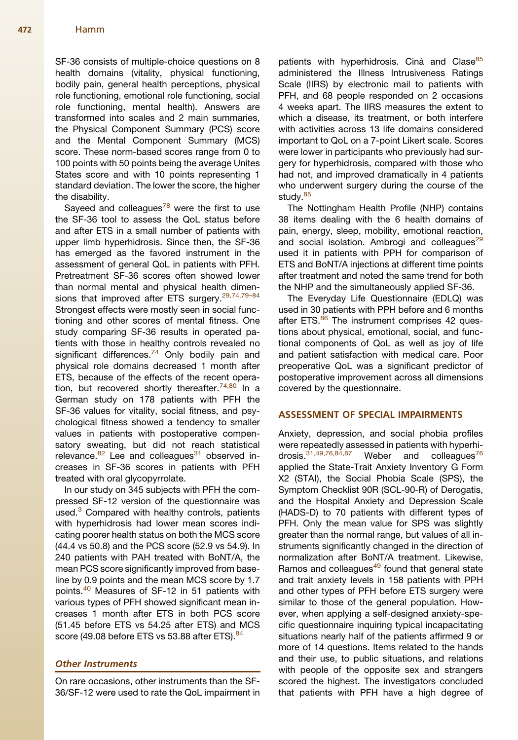SF-36 consists of multiple-choice questions on 8 health domains (vitality, physical functioning, bodily pain, general health perceptions, physical role functioning, emotional role functioning, social role functioning, mental health). Answers are transformed into scales and 2 main summaries, the Physical Component Summary (PCS) score and the Mental Component Summary (MCS) score. These norm-based scores range from 0 to 100 points with 50 points being the average Unites States score and with 10 points representing 1 standard deviation. The lower the score, the higher the disability.

Sayeed and colleagues[78] were the first to use the SF-36 tool to assess the QoL status before and after ETS in a small number of patients with upper limb hyperhidrosis. Since then, the SF-36 has emerged as the favored instrument in the assessment of general QoL in patients with PFH. Pretreatment SF-36 scores often showed lower than normal mental and physical health dimensions that improved after ETS surgery.[29,74,79–84] Strongest effects were mostly seen in social functioning and other scores of mental fitness. One study comparing SF-36 results in operated patients with those in healthy controls revealed no significant differences.[74] Only bodily pain and physical role domains decreased 1 month after ETS, because of the effects of the recent operation, but recovered shortly thereafter.[74,80] In a German study on 178 patients with PFH the SF-36 values for vitality, social fitness, and psychological fitness showed a tendency to smaller values in patients with postoperative compensatory sweating, but did not reach statistical relevance.[82] Lee and colleagues[31] observed increases in SF-36 scores in patients with PFH treated with oral glycopyrrolate.

In our study on 345 subjects with PFH the compressed SF-12 version of the questionnaire was used.[3] Compared with healthy controls, patients with hyperhidrosis had lower mean scores indicating poorer health status on both the MCS score (44.4 vs 50.8) and the PCS score (52.9 vs 54.9). In 240 patients with PAH treated with BoNT/A, the mean PCS score significantly improved from baseline by 0.9 points and the mean MCS score by 1.7 points.[40] Measures of SF-12 in 51 patients with various types of PFH showed significant mean increases 1 month after ETS in both PCS score (51.45 before ETS vs 54.25 after ETS) and MCS score (49.08 before ETS vs 53.88 after ETS).[84]

### *Other Instruments*

On rare occasions, other instruments than the SF-36/SF-12 were used to rate the QoL impairment in patients with hyperhidrosis. Cinà and Clase[85] administered the Illness Intrusiveness Ratings Scale (IIRS) by electronic mail to patients with PFH, and 68 people responded on 2 occasions 4 weeks apart. The IIRS measures the extent to which a disease, its treatment, or both interfere with activities across 13 life domains considered important to QoL on a 7-point Likert scale. Scores were lower in participants who previously had surgery for hyperhidrosis, compared with those who had not, and improved dramatically in 4 patients who underwent surgery during the course of the study.[85]

The Nottingham Health Profile (NHP) contains 38 items dealing with the 6 health domains of pain, energy, sleep, mobility, emotional reaction, and social isolation. Ambrogi and colleagues[29] used it in patients with PPH for comparison of ETS and BoNT/A injections at different time points after treatment and noted the same trend for both the NHP and the simultaneously applied SF-36.

The Everyday Life Questionnaire (EDLQ) was used in 30 patients with PPH before and 6 months after ETS.[86] The instrument comprises 42 questions about physical, emotional, social, and functional components of QoL as well as joy of life and patient satisfaction with medical care. Poor preoperative QoL was a significant predictor of postoperative improvement across all dimensions covered by the questionnaire.

## ASSESSMENT OF SPECIAL IMPAIRMENTS

Anxiety, depression, and social phobia profiles were repeatedly assessed in patients with hyperhidrosis.[31,49,76,84,87] Weber and colleagues[76] applied the State-Trait Anxiety Inventory G Form X2 (STAI), the Social Phobia Scale (SPS), the Symptom Checklist 90R (SCL-90-R) of Derogatis, and the Hospital Anxiety and Depression Scale (HADS-D) to 70 patients with different types of PFH. Only the mean value for SPS was slightly greater than the normal range, but values of all instruments significantly changed in the direction of normalization after BoNT/A treatment. Likewise, Ramos and colleagues[49] found that general state and trait anxiety levels in 158 patients with PPH and other types of PFH before ETS surgery were similar to those of the general population. However, when applying a self-designed anxiety-specific questionnaire inquiring typical incapacitating situations nearly half of the patients affirmed 9 or more of 14 questions. Items related to the hands and their use, to public situations, and relations with people of the opposite sex and strangers scored the highest. The investigators concluded that patients with PFH have a high degree of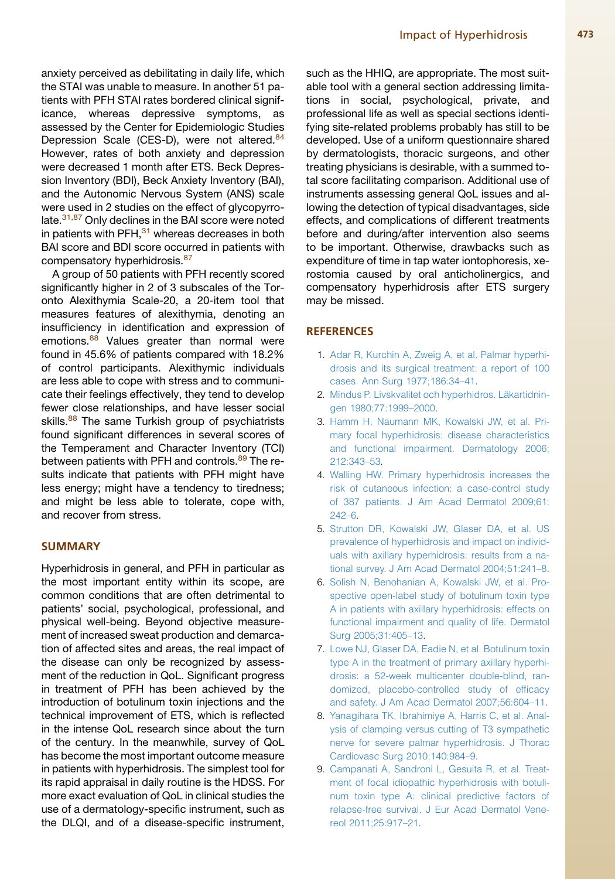anxiety perceived as debilitating in daily life, which the STAI was unable to measure. In another 51 patients with PFH STAI rates bordered clinical significance, whereas depressive symptoms, as assessed by the Center for Epidemiologic Studies Depression Scale (CES-D), were not altered.[84] However, rates of both anxiety and depression were decreased 1 month after ETS. Beck Depression Inventory (BDI), Beck Anxiety Inventory (BAI), and the Autonomic Nervous System (ANS) scale were used in 2 studies on the effect of glycopyrrolate.[31,87] Only declines in the BAI score were noted in patients with PFH,[31] whereas decreases in both BAI score and BDI score occurred in patients with compensatory hyperhidrosis.[87]

A group of 50 patients with PFH recently scored significantly higher in 2 of 3 subscales of the Toronto Alexithymia Scale-20, a 20-item tool that measures features of alexithymia, denoting an insufficiency in identification and expression of emotions.[88] Values greater than normal were found in 45.6% of patients compared with 18.2% of control participants. Alexithymic individuals are less able to cope with stress and to communicate their feelings effectively, they tend to develop fewer close relationships, and have lesser social skills.[88] The same Turkish group of psychiatrists found significant differences in several scores of the Temperament and Character Inventory (TCI) between patients with PFH and controls.[89] The results indicate that patients with PFH might have less energy; might have a tendency to tiredness; and might be less able to tolerate, cope with, and recover from stress.

## SUMMARY

Hyperhidrosis in general, and PFH in particular as the most important entity within its scope, are common conditions that are often detrimental to patients' social, psychological, professional, and physical well-being. Beyond objective measurement of increased sweat production and demarcation of affected sites and areas, the real impact of the disease can only be recognized by assessment of the reduction in QoL. Significant progress in treatment of PFH has been achieved by the introduction of botulinum toxin injections and the technical improvement of ETS, which is reflected in the intense QoL research since about the turn of the century. In the meanwhile, survey of QoL has become the most important outcome measure in patients with hyperhidrosis. The simplest tool for its rapid appraisal in daily routine is the HDSS. For more exact evaluation of QoL in clinical studies the use of a dermatology-specific instrument, such as the DLQI, and of a disease-specific instrument, such as the HHIQ, are appropriate. The most suitable tool with a general section addressing limitations in social, psychological, private, and professional life as well as special sections identifying site-related problems probably has still to be developed. Use of a uniform questionnaire shared by dermatologists, thoracic surgeons, and other treating physicians is desirable, with a summed total score facilitating comparison. Additional use of instruments assessing general QoL issues and allowing the detection of typical disadvantages, side effects, and complications of different treatments before and during/after intervention also seems to be important. Otherwise, drawbacks such as expenditure of time in tap water iontophoresis, xerostomia caused by oral anticholinergics, and compensatory hyperhidrosis after ETS surgery may be missed.

## REFERENCES

1. Adar R, Kurchin A, Zweig A, et al. Palmar hyperhidrosis and its surgical treatment: a report of 100 cases. Ann Surg 1977;186:34–41.
2. Mindus P. Livskvalitet och hyperhidros. Läkartidningen 1980;77:1999–2000.
3. Hamm H, Naumann MK, Kowalski JW, et al. Primary focal hyperhidrosis: disease characteristics and functional impairment. Dermatology 2006;212:343–53.
4. Walling HW. Primary hyperhidrosis increases the risk of cutaneous infection: a case-control study of 387 patients. J Am Acad Dermatol 2009;61:242–6.
5. Strutton DR, Kowalski JW, Glaser DA, et al. US prevalence of hyperhidrosis and impact on individuals with axillary hyperhidrosis: results from a national survey. J Am Acad Dermatol 2004;51:241–8.
6. Solish N, Benohanian A, Kowalski JW, et al. Prospective open-label study of botulinum toxin type A in patients with axillary hyperhidrosis: effects on functional impairment and quality of life. Dermatol Surg 2005;31:405–13.
7. Lowe NJ, Glaser DA, Eadie N, et al. Botulinum toxin type A in the treatment of primary axillary hyperhidrosis: a 52-week multicenter double-blind, randomized, placebo-controlled study of efficacy and safety. J Am Acad Dermatol 2007;56:604–11.
8. Yanagihara TK, Ibrahimiye A, Harris C, et al. Analysis of clamping versus cutting of T3 sympathetic nerve for severe palmar hyperhidrosis. J Thorac Cardiovasc Surg 2010;140:984–9.
9. Campanati A, Sandroni L, Gesuita R, et al. Treatment of focal idiopathic hyperhidrosis with botulinum toxin type A: clinical predictive factors of relapse-free survival. J Eur Acad Dermatol Venereol 2011;25:917–21.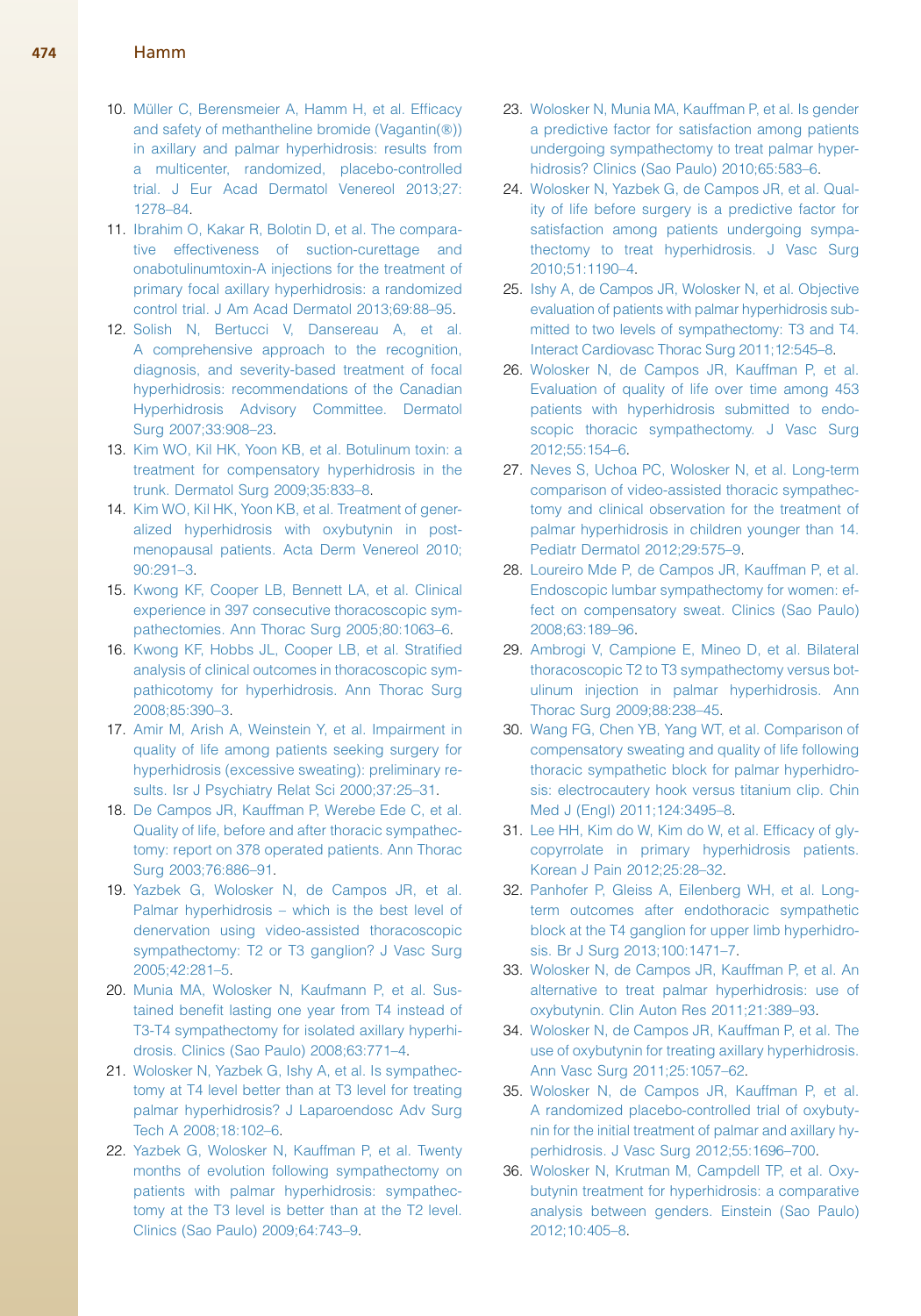10. Müller C, Berensmeier A, Hamm H, et al. Efficacy and safety of methantheline bromide (Vagantin(®)) in axillary and palmar hyperhidrosis: results from a multicenter, randomized, placebo-controlled trial. J Eur Acad Dermatol Venereol 2013;27:1278–84.
11. Ibrahim O, Kakar R, Bolotin D, et al. The comparative effectiveness of suction-curettage and onabotulinumtoxin-A injections for the treatment of primary focal axillary hyperhidrosis: a randomized control trial. J Am Acad Dermatol 2013;69:88–95.
12. Solish N, Bertucci V, Dansereau A, et al. A comprehensive approach to the recognition, diagnosis, and severity-based treatment of focal hyperhidrosis: recommendations of the Canadian Hyperhidrosis Advisory Committee. Dermatol Surg 2007;33:908–23.
13. Kim WO, Kil HK, Yoon KB, et al. Botulinum toxin: a treatment for compensatory hyperhidrosis in the trunk. Dermatol Surg 2009;35:833–8.
14. Kim WO, Kil HK, Yoon KB, et al. Treatment of generalized hyperhidrosis with oxybutynin in post-menopausal patients. Acta Derm Venereol 2010;90:291–3.
15. Kwong KF, Cooper LB, Bennett LA, et al. Clinical experience in 397 consecutive thoracoscopic sympathectomies. Ann Thorac Surg 2005;80:1063–6.
16. Kwong KF, Hobbs JL, Cooper LB, et al. Stratified analysis of clinical outcomes in thoracoscopic sympathicotomy for hyperhidrosis. Ann Thorac Surg 2008;85:390–3.
17. Amir M, Arish A, Weinstein Y, et al. Impairment in quality of life among patients seeking surgery for hyperhidrosis (excessive sweating): preliminary results. Isr J Psychiatry Relat Sci 2000;37:25–31.
18. De Campos JR, Kauffman P, Werebe Ede C, et al. Quality of life, before and after thoracic sympathectomy: report on 378 operated patients. Ann Thorac Surg 2003;76:886–91.
19. Yazbek G, Wolosker N, de Campos JR, et al. Palmar hyperhidrosis – which is the best level of denervation using video-assisted thoracoscopic sympathectomy: T2 or T3 ganglion? J Vasc Surg 2005;42:281–5.
20. Munia MA, Wolosker N, Kaufmann P, et al. Sustained benefit lasting one year from T4 instead of T3-T4 sympathectomy for isolated axillary hyperhidrosis. Clinics (Sao Paulo) 2008;63:771–4.
21. Wolosker N, Yazbek G, Ishy A, et al. Is sympathectomy at T4 level better than at T3 level for treating palmar hyperhidrosis? J Laparoendosc Adv Surg Tech A 2008;18:102–6.
22. Yazbek G, Wolosker N, Kauffman P, et al. Twenty months of evolution following sympathectomy on patients with palmar hyperhidrosis: sympathectomy at the T3 level is better than at the T2 level. Clinics (Sao Paulo) 2009;64:743–9.
23. Wolosker N, Munia MA, Kauffman P, et al. Is gender a predictive factor for satisfaction among patients undergoing sympathectomy to treat palmar hyperhidrosis? Clinics (Sao Paulo) 2010;65:583–6.
24. Wolosker N, Yazbek G, de Campos JR, et al. Quality of life before surgery is a predictive factor for satisfaction among patients undergoing sympathectomy to treat hyperhidrosis. J Vasc Surg 2010;51:1190–4.
25. Ishy A, de Campos JR, Wolosker N, et al. Objective evaluation of patients with palmar hyperhidrosis submitted to two levels of sympathectomy: T3 and T4. Interact Cardiovasc Thorac Surg 2011;12:545–8.
26. Wolosker N, de Campos JR, Kauffman P, et al. Evaluation of quality of life over time among 453 patients with hyperhidrosis submitted to endoscopic thoracic sympathectomy. J Vasc Surg 2012;55:154–6.
27. Neves S, Uchoa PC, Wolosker N, et al. Long-term comparison of video-assisted thoracic sympathectomy and clinical observation for the treatment of palmar hyperhidrosis in children younger than 14. Pediatr Dermatol 2012;29:575–9.
28. Loureiro Mde P, de Campos JR, Kauffman P, et al. Endoscopic lumbar sympathectomy for women: effect on compensatory sweat. Clinics (Sao Paulo) 2008;63:189–96.
29. Ambrogi V, Campione E, Mineo D, et al. Bilateral thoracoscopic T2 to T3 sympathectomy versus botulinum injection in palmar hyperhidrosis. Ann Thorac Surg 2009;88:238–45.
30. Wang FG, Chen YB, Yang WT, et al. Comparison of compensatory sweating and quality of life following thoracic sympathetic block for palmar hyperhidrosis: electrocautery hook versus titanium clip. Chin Med J (Engl) 2011;124:3495–8.
31. Lee HH, Kim do W, Kim do W, et al. Efficacy of glycopyrrolate in primary hyperhidrosis patients. Korean J Pain 2012;25:28–32.
32. Panhofer P, Gleiss A, Eilenberg WH, et al. Long-term outcomes after endothoracic sympathetic block at the T4 ganglion for upper limb hyperhidrosis. Br J Surg 2013;100:1471–7.
33. Wolosker N, de Campos JR, Kauffman P, et al. An alternative to treat palmar hyperhidrosis: use of oxybutynin. Clin Auton Res 2011;21:389–93.
34. Wolosker N, de Campos JR, Kauffman P, et al. The use of oxybutynin for treating axillary hyperhidrosis. Ann Vasc Surg 2011;25:1057–62.
35. Wolosker N, de Campos JR, Kauffman P, et al. A randomized placebo-controlled trial of oxybutynin for the initial treatment of palmar and axillary hyperhidrosis. J Vasc Surg 2012;55:1696–700.
36. Wolosker N, Krutman M, Campdell TP, et al. Oxybutynin treatment for hyperhidrosis: a comparative analysis between genders. Einstein (Sao Paulo) 2012;10:405–8.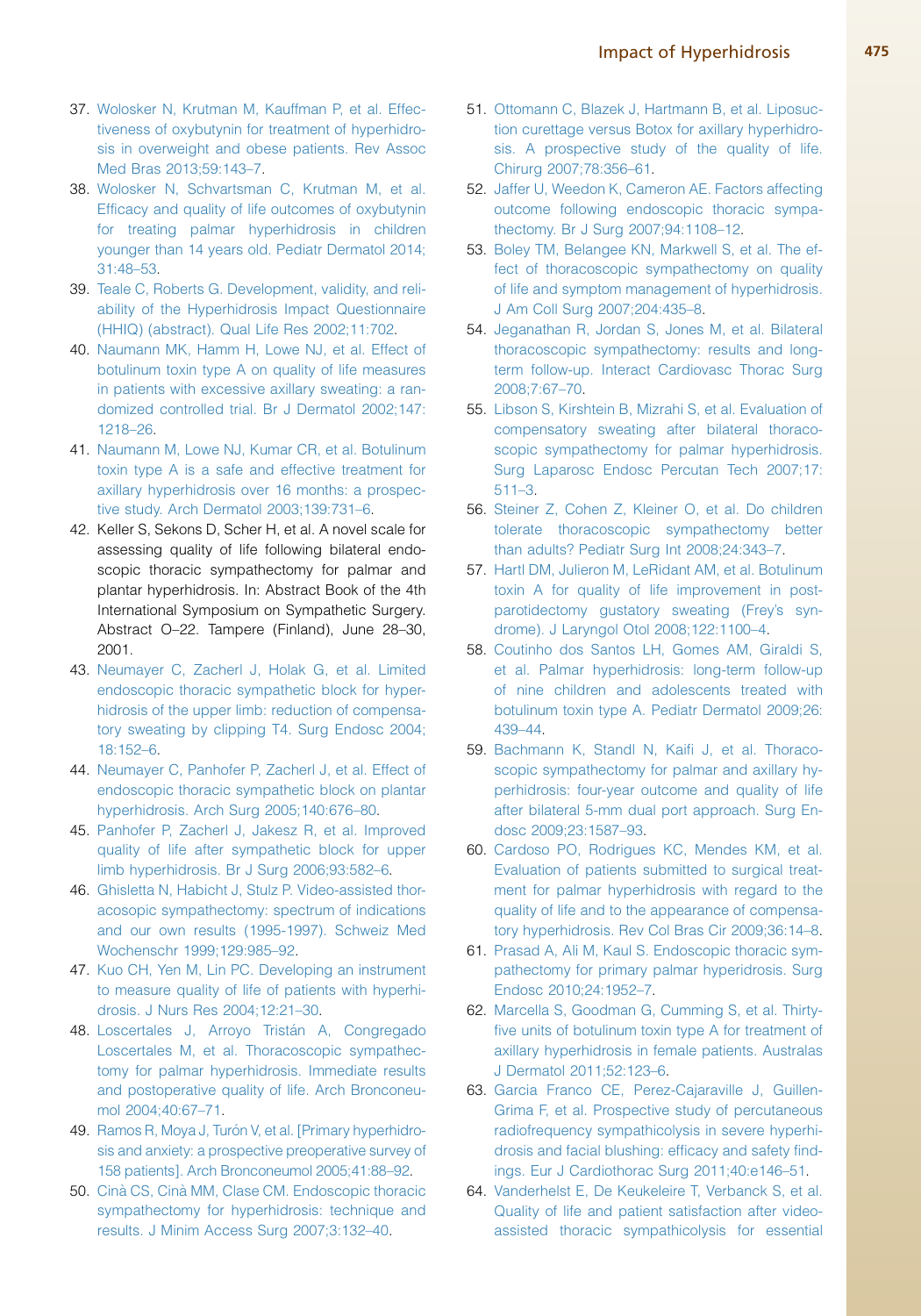37. Wolosker N, Krutman M, Kauffman P, et al. Effectiveness of oxybutynin for treatment of hyperhidrosis in overweight and obese patients. Rev Assoc Med Bras 2013;59:143–7.
38. Wolosker N, Schvartsman C, Krutman M, et al. Efficacy and quality of life outcomes of oxybutynin for treating palmar hyperhidrosis in children younger than 14 years old. Pediatr Dermatol 2014; 31:48–53.
39. Teale C, Roberts G. Development, validity, and reliability of the Hyperhidrosis Impact Questionnaire (HHIQ) (abstract). Qual Life Res 2002;11:702.
40. Naumann MK, Hamm H, Lowe NJ, et al. Effect of botulinum toxin type A on quality of life measures in patients with excessive axillary sweating: a randomized controlled trial. Br J Dermatol 2002;147: 1218–26.
41. Naumann M, Lowe NJ, Kumar CR, et al. Botulinum toxin type A is a safe and effective treatment for axillary hyperhidrosis over 16 months: a prospective study. Arch Dermatol 2003;139:731–6.
42. Keller S, Sekons D, Scher H, et al. A novel scale for assessing quality of life following bilateral endoscopic thoracic sympathectomy for palmar and plantar hyperhidrosis. In: Abstract Book of the 4th International Symposium on Sympathetic Surgery. Abstract O–22. Tampere (Finland), June 28–30, 2001.
43. Neumayer C, Zacherl J, Holak G, et al. Limited endoscopic thoracic sympathetic block for hyperhidrosis of the upper limb: reduction of compensatory sweating by clipping T4. Surg Endosc 2004; 18:152–6.
44. Neumayer C, Panhofer P, Zacherl J, et al. Effect of endoscopic thoracic sympathetic block on plantar hyperhidrosis. Arch Surg 2005;140:676–80.
45. Panhofer P, Zacherl J, Jakesz R, et al. Improved quality of life after sympathetic block for upper limb hyperhidrosis. Br J Surg 2006;93:582–6.
46. Ghisletta N, Habicht J, Stulz P. Video-assisted thoracoscopic sympathectomy: spectrum of indications and our own results (1995-1997). Schweiz Med Wochenschr 1999;129:985–92.
47. Kuo CH, Yen M, Lin PC. Developing an instrument to measure quality of life of patients with hyperhidrosis. J Nurs Res 2004;12:21–30.
48. Loscertales J, Arroyo Tristán A, Congregado Loscertales M, et al. Thoracoscopic sympathectomy for palmar hyperhidrosis. Immediate results and postoperative quality of life. Arch Bronconeumol 2004;40:67–71.
49. Ramos R, Moya J, Turón V, et al. [Primary hyperhidrosis and anxiety: a prospective preoperative survey of 158 patients]. Arch Bronconeumol 2005;41:88–92.
50. Cinà CS, Cinà MM, Clase CM. Endoscopic thoracic sympathectomy for hyperhidrosis: technique and results. J Minim Access Surg 2007;3:132–40.
51. Ottomann C, Blazek J, Hartmann B, et al. Liposuction curettage versus Botox for axillary hyperhidrosis. A prospective study of the quality of life. Chirurg 2007;78:356–61.
52. Jaffer U, Weedon K, Cameron AE. Factors affecting outcome following endoscopic thoracic sympathectomy. Br J Surg 2007;94:1108–12.
53. Boley TM, Belangee KN, Markwell S, et al. The effect of thoracoscopic sympathectomy on quality of life and symptom management of hyperhidrosis. J Am Coll Surg 2007;204:435–8.
54. Jeganathan R, Jordan S, Jones M, et al. Bilateral thoracoscopic sympathectomy: results and long-term follow-up. Interact Cardiovasc Thorac Surg 2008;7:67–70.
55. Libson S, Kirshtein B, Mizrahi S, et al. Evaluation of compensatory sweating after bilateral thoracoscopic sympathectomy for palmar hyperhidrosis. Surg Laparosc Endosc Percutan Tech 2007;17: 511–3.
56. Steiner Z, Cohen Z, Kleiner O, et al. Do children tolerate thoracoscopic sympathectomy better than adults? Pediatr Surg Int 2008;24:343–7.
57. Hartl DM, Julieron M, LeRidant AM, et al. Botulinum toxin A for quality of life improvement in post-parotidectomy gustatory sweating (Frey's syndrome). J Laryngol Otol 2008;122:1100–4.
58. Coutinho dos Santos LH, Gomes AM, Giraldi S, et al. Palmar hyperhidrosis: long-term follow-up of nine children and adolescents treated with botulinum toxin type A. Pediatr Dermatol 2009;26: 439–44.
59. Bachmann K, Standl N, Kaifi J, et al. Thoracoscopic sympathectomy for palmar and axillary hyperhidrosis: four-year outcome and quality of life after bilateral 5-mm dual port approach. Surg Endosc 2009;23:1587–93.
60. Cardoso PO, Rodrigues KC, Mendes KM, et al. Evaluation of patients submitted to surgical treatment for palmar hyperhidrosis with regard to the quality of life and to the appearance of compensatory hyperhidrosis. Rev Col Bras Cir 2009;36:14–8.
61. Prasad A, Ali M, Kaul S. Endoscopic thoracic sympathectomy for primary palmar hyperidrosis. Surg Endosc 2010;24:1952–7.
62. Marcella S, Goodman G, Cumming S, et al. Thirty-five units of botulinum toxin type A for treatment of axillary hyperhidrosis in female patients. Australas J Dermatol 2011;52:123–6.
63. Garcia Franco CE, Perez-Cajaraville J, Guillen-Grima F, et al. Prospective study of percutaneous radiofrequency sympathicolysis in severe hyperhidrosis and facial blushing: efficacy and safety findings. Eur J Cardiothorac Surg 2011;40:e146–51.
64. Vanderhelst E, De Keukeleire T, Verbanck S, et al. Quality of life and patient satisfaction after video-assisted thoracic sympathicolysis for essential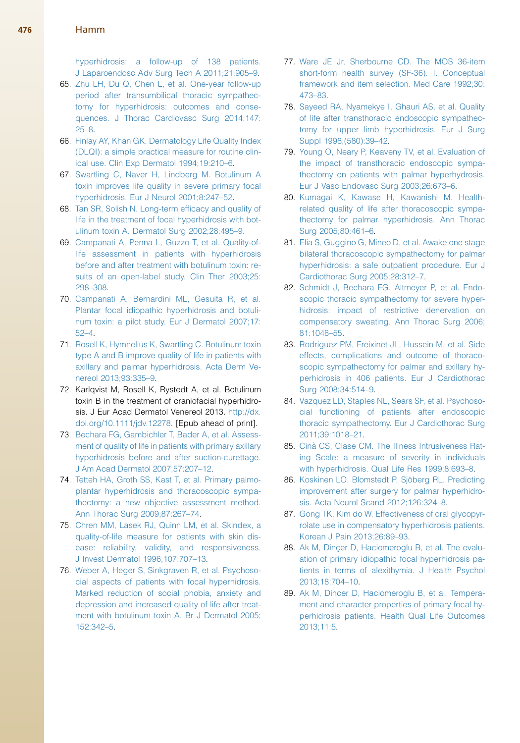hyperhidrosis: a follow-up of 138 patients. J Laparoendosc Adv Surg Tech A 2011;21:905–9.

65. Zhu LH, Du Q, Chen L, et al. One-year follow-up period after transumbilical thoracic sympathectomy for hyperhidrosis: outcomes and consequences. J Thorac Cardiovasc Surg 2014;147: 25–8.
66. Finlay AY, Khan GK. Dermatology Life Quality Index (DLQI): a simple practical measure for routine clinical use. Clin Exp Dermatol 1994;19:210–6.
67. Swartling C, Naver H, Lindberg M. Botulinum A toxin improves life quality in severe primary focal hyperhidrosis. Eur J Neurol 2001;8:247–52.
68. Tan SR, Solish N. Long-term efficacy and quality of life in the treatment of focal hyperhidrosis with botulinum toxin A. Dermatol Surg 2002;28:495–9.
69. Campanati A, Penna L, Guzzo T, et al. Quality-of-life assessment in patients with hyperhidrosis before and after treatment with botulinum toxin: results of an open-label study. Clin Ther 2003;25: 298–308.
70. Campanati A, Bernardini ML, Gesuita R, et al. Plantar focal idiopathic hyperhidrosis and botulinum toxin: a pilot study. Eur J Dermatol 2007;17: 52–4.
71. Rosell K, Hymnelius K, Swartling C. Botulinum toxin type A and B improve quality of life in patients with axillary and palmar hyperhidrosis. Acta Derm Venereol 2013;93:335–9.
72. Karlqvist M, Rosell K, Rystedt A, et al. Botulinum toxin B in the treatment of craniofacial hyperhidrosis. J Eur Acad Dermatol Venereol 2013. http://dx.doi.org/10.1111/jdv.12278. [Epub ahead of print].
73. Bechara FG, Gambichler T, Bader A, et al. Assessment of quality of life in patients with primary axillary hyperhidrosis before and after suction-curettage. J Am Acad Dermatol 2007;57:207–12.
74. Tetteh HA, Groth SS, Kast T, et al. Primary palmoplantar hyperhidrosis and thoracoscopic sympathectomy: a new objective assessment method. Ann Thorac Surg 2009;87:267–74.
75. Chren MM, Lasek RJ, Quinn LM, et al. Skindex, a quality-of-life measure for patients with skin disease: reliability, validity, and responsiveness. J Invest Dermatol 1996;107:707–13.
76. Weber A, Heger S, Sinkgraven R, et al. Psychosocial aspects of patients with focal hyperhidrosis. Marked reduction of social phobia, anxiety and depression and increased quality of life after treatment with botulinum toxin A. Br J Dermatol 2005; 152:342–5.
77. Ware JE Jr, Sherbourne CD. The MOS 36-item short-form health survey (SF-36). I. Conceptual framework and item selection. Med Care 1992;30: 473–83.
78. Sayeed RA, Nyamekye I, Ghauri AS, et al. Quality of life after transthoracic endoscopic sympathectomy for upper limb hyperhidrosis. Eur J Surg Suppl 1998;(580):39–42.
79. Young O, Neary P, Keaveny TV, et al. Evaluation of the impact of transthoracic endoscopic sympathectomy on patients with palmar hyperhydrosis. Eur J Vasc Endovasc Surg 2003;26:673–6.
80. Kumagai K, Kawase H, Kawanishi M. Health-related quality of life after thoracoscopic sympathectomy for palmar hyperhidrosis. Ann Thorac Surg 2005;80:461–6.
81. Elia S, Guggino G, Mineo D, et al. Awake one stage bilateral thoracoscopic sympathectomy for palmar hyperhidrosis: a safe outpatient procedure. Eur J Cardiothorac Surg 2005;28:312–7.
82. Schmidt J, Bechara FG, Altmeyer P, et al. Endoscopic thoracic sympathectomy for severe hyperhidrosis: impact of restrictive denervation on compensatory sweating. Ann Thorac Surg 2006; 81:1048–55.
83. Rodríguez PM, Freixinet JL, Hussein M, et al. Side effects, complications and outcome of thoracoscopic sympathectomy for palmar and axillary hyperhidrosis in 406 patients. Eur J Cardiothorac Surg 2008;34:514–9.
84. Vazquez LD, Staples NL, Sears SF, et al. Psychosocial functioning of patients after endoscopic thoracic sympathectomy. Eur J Cardiothorac Surg 2011;39:1018–21.
85. Cinà CS, Clase CM. The Illness Intrusiveness Rating Scale: a measure of severity in individuals with hyperhidrosis. Qual Life Res 1999;8:693–8.
86. Koskinen LO, Blomstedt P, Sjöberg RL. Predicting improvement after surgery for palmar hyperhidrosis. Acta Neurol Scand 2012;126:324–8.
87. Gong TK, Kim do W. Effectiveness of oral glycopyrrolate use in compensatory hyperhidrosis patients. Korean J Pain 2013;26:89–93.
88. Ak M, Dinçer D, Haciomeroglu B, et al. The evaluation of primary idiopathic focal hyperhidrosis patients in terms of alexithymia. J Health Psychol 2013;18:704–10.
89. Ak M, Dincer D, Haciomeroglu B, et al. Temperament and character properties of primary focal hyperhidrosis patients. Health Qual Life Outcomes 2013;11:5.